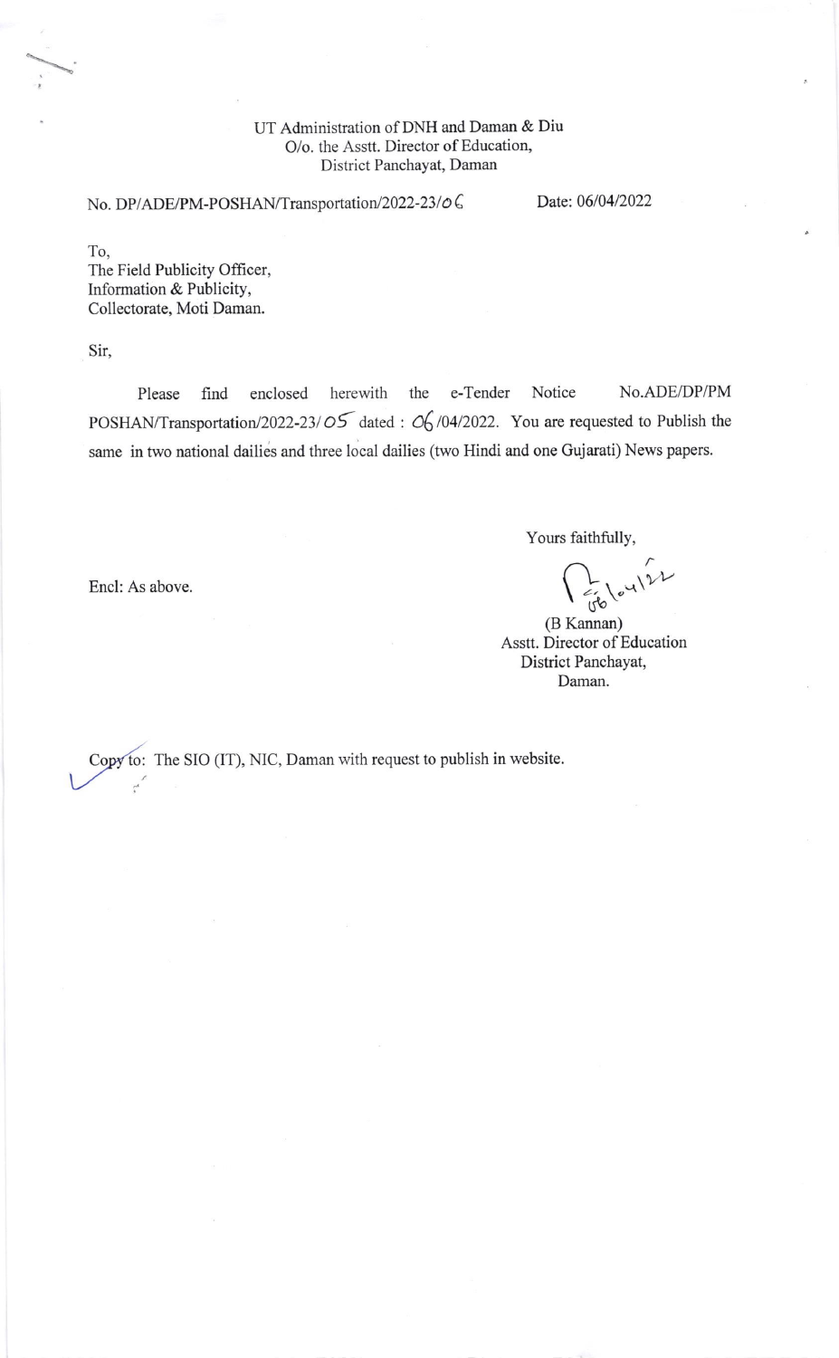UT Administration of DNH and Daman & Diu
O/o. the Asstt. Director of Education,
District Panchayat, Daman

No. DP/ADE/PM-POSHAN/Transportation/2022-23/06 Date: 06/04/2022

To,
The Field Publicity Officer,
Information & Publicity,
Collectorate, Moti Daman.

Sir,

Please find enclosed herewith the e-Tender Notice No.ADE/DP/PM POSHAN/Transportation/2022-23/05 dated : 06/04/2022. You are requested to Publish the same in two national dailies and three local dailies (two Hindi and one Gujarati) News papers.

Yours faithfully,

Encl: As above.

(B Kannan)
Asstt. Director of Education
District Panchayat,
Daman.

Copy to: The SIO (IT), NIC, Daman with request to publish in website.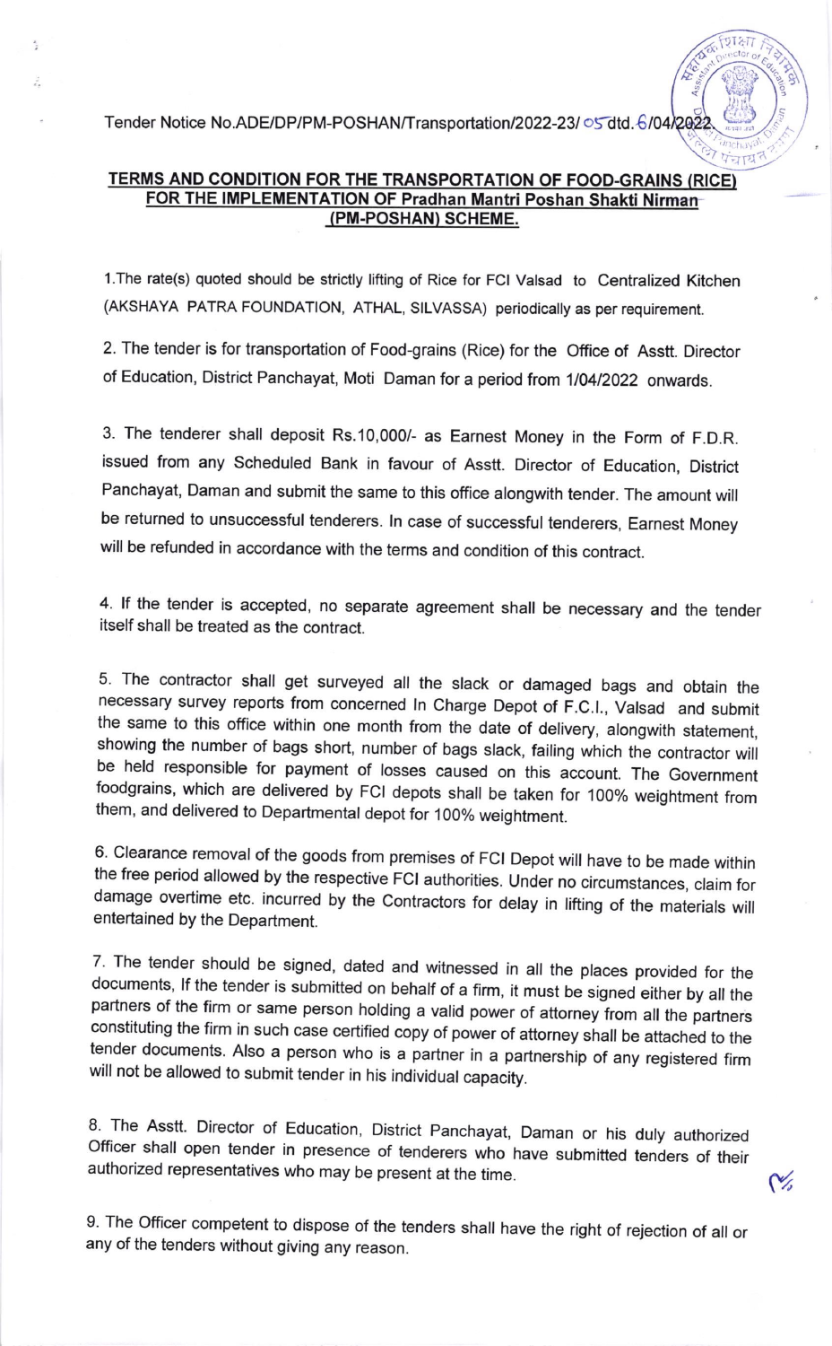Tender Notice No.ADE/DP/PM-POSHAN/Transportation/2022-23/ 05 dtd. 6/04/2022.

**TERMS AND CONDITION FOR THE TRANSPORTATION OF FOOD-GRAINS (RICE) FOR THE IMPLEMENTATION OF Pradhan Mantri Poshan Shakti Nirman (PM-POSHAN) SCHEME.**

1.The rate(s) quoted should be strictly lifting of Rice for FCI Valsad to Centralized Kitchen (AKSHAYA PATRA FOUNDATION, ATHAL, SILVASSA) periodically as per requirement.

2. The tender is for transportation of Food-grains (Rice) for the Office of Asstt. Director of Education, District Panchayat, Moti Daman for a period from 1/04/2022 onwards.

3. The tenderer shall deposit Rs.10,000/- as Earnest Money in the Form of F.D.R. issued from any Scheduled Bank in favour of Asstt. Director of Education, District Panchayat, Daman and submit the same to this office alongwith tender. The amount will be returned to unsuccessful tenderers. In case of successful tenderers, Earnest Money will be refunded in accordance with the terms and condition of this contract.

4. If the tender is accepted, no separate agreement shall be necessary and the tender itself shall be treated as the contract.

5. The contractor shall get surveyed all the slack or damaged bags and obtain the necessary survey reports from concerned In Charge Depot of F.C.I., Valsad and submit the same to this office within one month from the date of delivery, alongwith statement, showing the number of bags short, number of bags slack, failing which the contractor will be held responsible for payment of losses caused on this account. The Government foodgrains, which are delivered by FCI depots shall be taken for 100% weightment from them, and delivered to Departmental depot for 100% weightment.

6. Clearance removal of the goods from premises of FCI Depot will have to be made within the free period allowed by the respective FCI authorities. Under no circumstances, claim for damage overtime etc. incurred by the Contractors for delay in lifting of the materials will entertained by the Department.

7. The tender should be signed, dated and witnessed in all the places provided for the documents, If the tender is submitted on behalf of a firm, it must be signed either by all the partners of the firm or same person holding a valid power of attorney from all the partners constituting the firm in such case certified copy of power of attorney shall be attached to the tender documents. Also a person who is a partner in a partnership of any registered firm will not be allowed to submit tender in his individual capacity.

8. The Asstt. Director of Education, District Panchayat, Daman or his duly authorized Officer shall open tender in presence of tenderers who have submitted tenders of their authorized representatives who may be present at the time.

9. The Officer competent to dispose of the tenders shall have the right of rejection of all or any of the tenders without giving any reason.